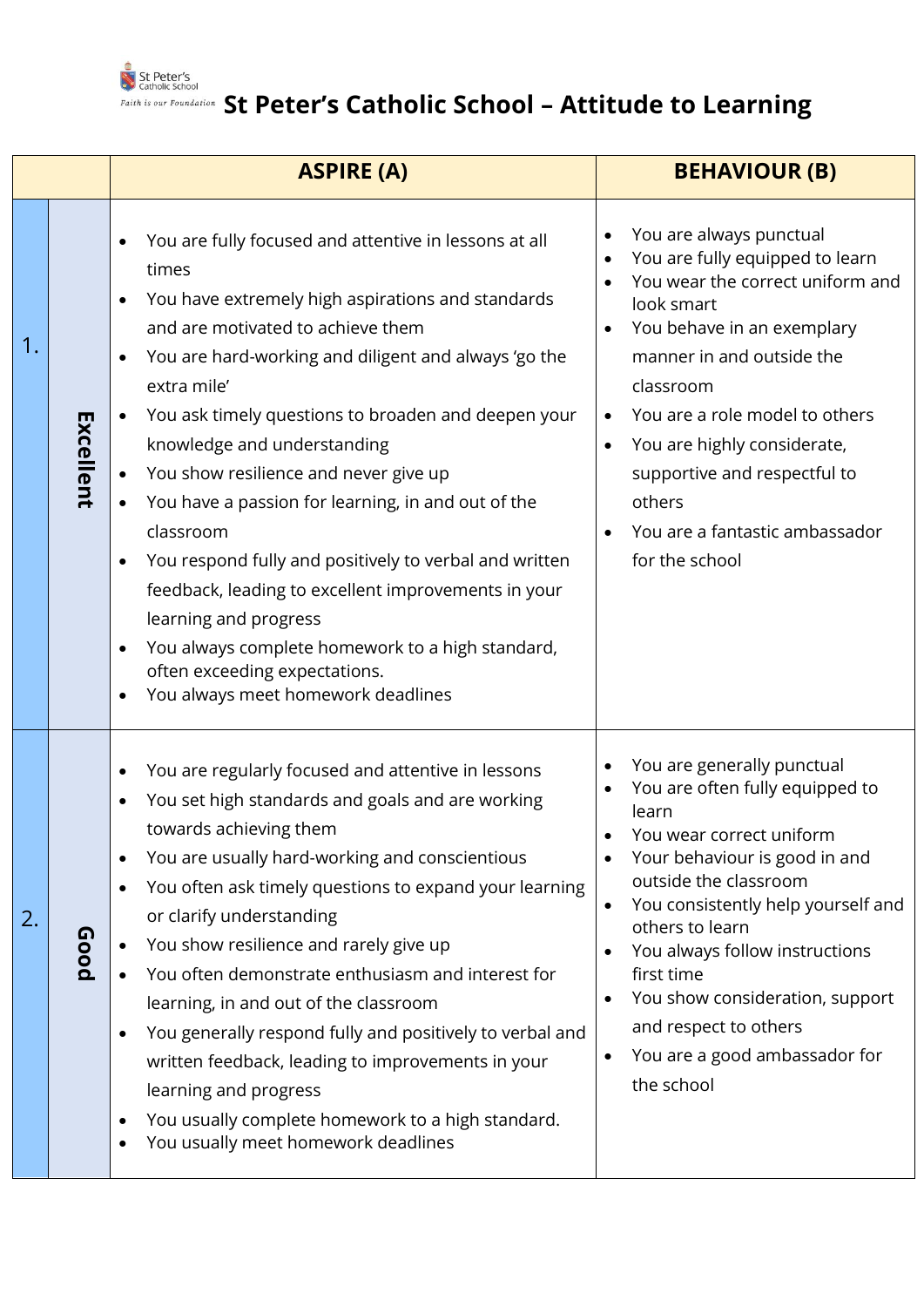# St Peter's Catholic School – Attitude to Learning

| | | ASPIRE (A) | BEHAVIOUR (B) |
|---|---|---|---|
| 1. | Excellent | • You are fully focused and attentive in lessons at all times<br>• You have extremely high aspirations and standards and are motivated to achieve them<br>• You are hard-working and diligent and always 'go the extra mile'<br>• You ask timely questions to broaden and deepen your knowledge and understanding<br>• You show resilience and never give up<br>• You have a passion for learning, in and out of the classroom<br>• You respond fully and positively to verbal and written feedback, leading to excellent improvements in your learning and progress<br>• You always complete homework to a high standard, often exceeding expectations.<br>• You always meet homework deadlines | • You are always punctual<br>• You are fully equipped to learn<br>• You wear the correct uniform and look smart<br>• You behave in an exemplary manner in and outside the classroom<br>• You are a role model to others<br>• You are highly considerate, supportive and respectful to others<br>• You are a fantastic ambassador for the school |
| 2. | Good | • You are regularly focused and attentive in lessons<br>• You set high standards and goals and are working towards achieving them<br>• You are usually hard-working and conscientious<br>• You often ask timely questions to expand your learning or clarify understanding<br>• You show resilience and rarely give up<br>• You often demonstrate enthusiasm and interest for learning, in and out of the classroom<br>• You generally respond fully and positively to verbal and written feedback, leading to improvements in your learning and progress<br>• You usually complete homework to a high standard.<br>• You usually meet homework deadlines | • You are generally punctual<br>• You are often fully equipped to learn<br>• You wear correct uniform<br>• Your behaviour is good in and outside the classroom<br>• You consistently help yourself and others to learn<br>• You always follow instructions first time<br>• You show consideration, support and respect to others<br>• You are a good ambassador for the school |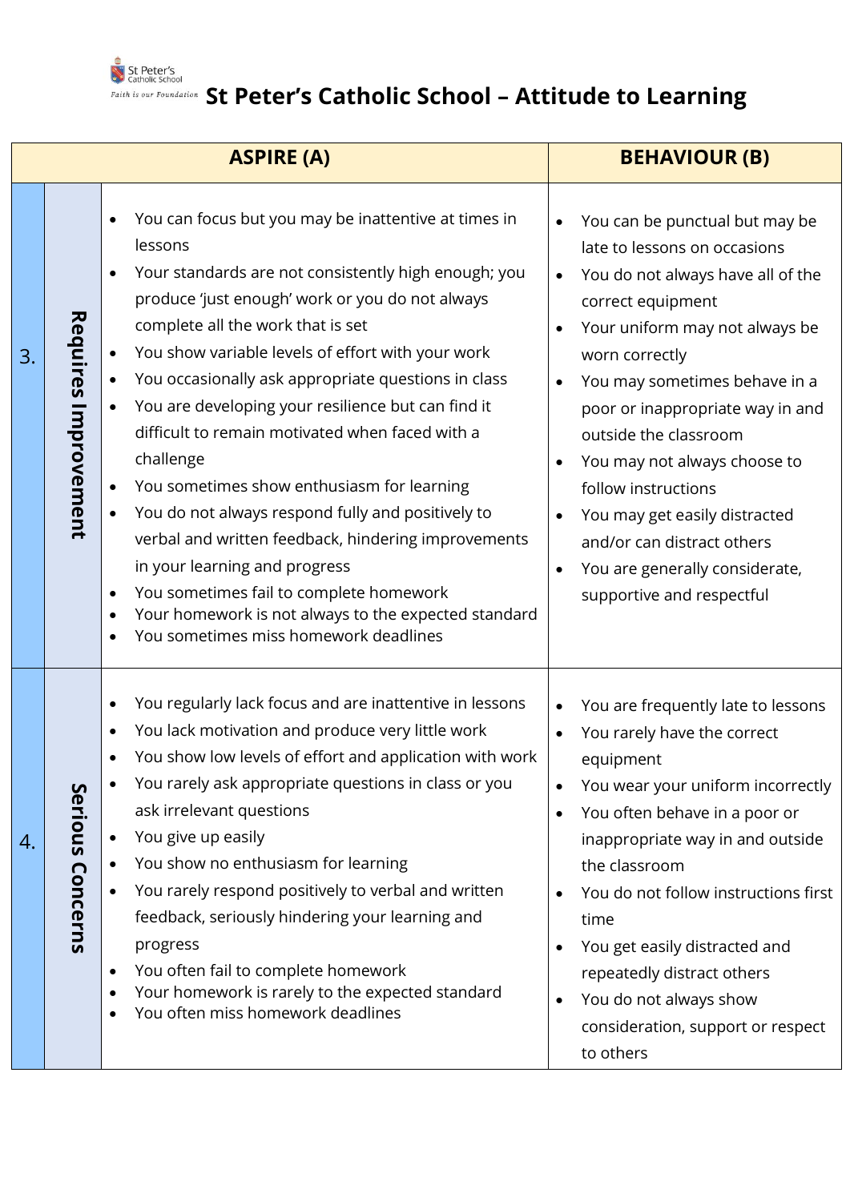# St Peter's Catholic School – Attitude to Learning

| | | ASPIRE (A) | BEHAVIOUR (B) |
|---|---|---|---|
| 3. | Requires Improvement | • You can focus but you may be inattentive at times in lessons<br>• Your standards are not consistently high enough; you produce 'just enough' work or you do not always complete all the work that is set<br>• You show variable levels of effort with your work<br>• You occasionally ask appropriate questions in class<br>• You are developing your resilience but can find it difficult to remain motivated when faced with a challenge<br>• You sometimes show enthusiasm for learning<br>• You do not always respond fully and positively to verbal and written feedback, hindering improvements in your learning and progress<br>• You sometimes fail to complete homework<br>• Your homework is not always to the expected standard<br>• You sometimes miss homework deadlines | • You can be punctual but may be late to lessons on occasions<br>• You do not always have all of the correct equipment<br>• Your uniform may not always be worn correctly<br>• You may sometimes behave in a poor or inappropriate way in and outside the classroom<br>• You may not always choose to follow instructions<br>• You may get easily distracted and/or can distract others<br>• You are generally considerate, supportive and respectful |
| 4. | Serious Concerns | • You regularly lack focus and are inattentive in lessons<br>• You lack motivation and produce very little work<br>• You show low levels of effort and application with work<br>• You rarely ask appropriate questions in class or you ask irrelevant questions<br>• You give up easily<br>• You show no enthusiasm for learning<br>• You rarely respond positively to verbal and written feedback, seriously hindering your learning and progress<br>• You often fail to complete homework<br>• Your homework is rarely to the expected standard<br>• You often miss homework deadlines | • You are frequently late to lessons<br>• You rarely have the correct equipment<br>• You wear your uniform incorrectly<br>• You often behave in a poor or inappropriate way in and outside the classroom<br>• You do not follow instructions first time<br>• You get easily distracted and repeatedly distract others<br>• You do not always show consideration, support or respect to others |